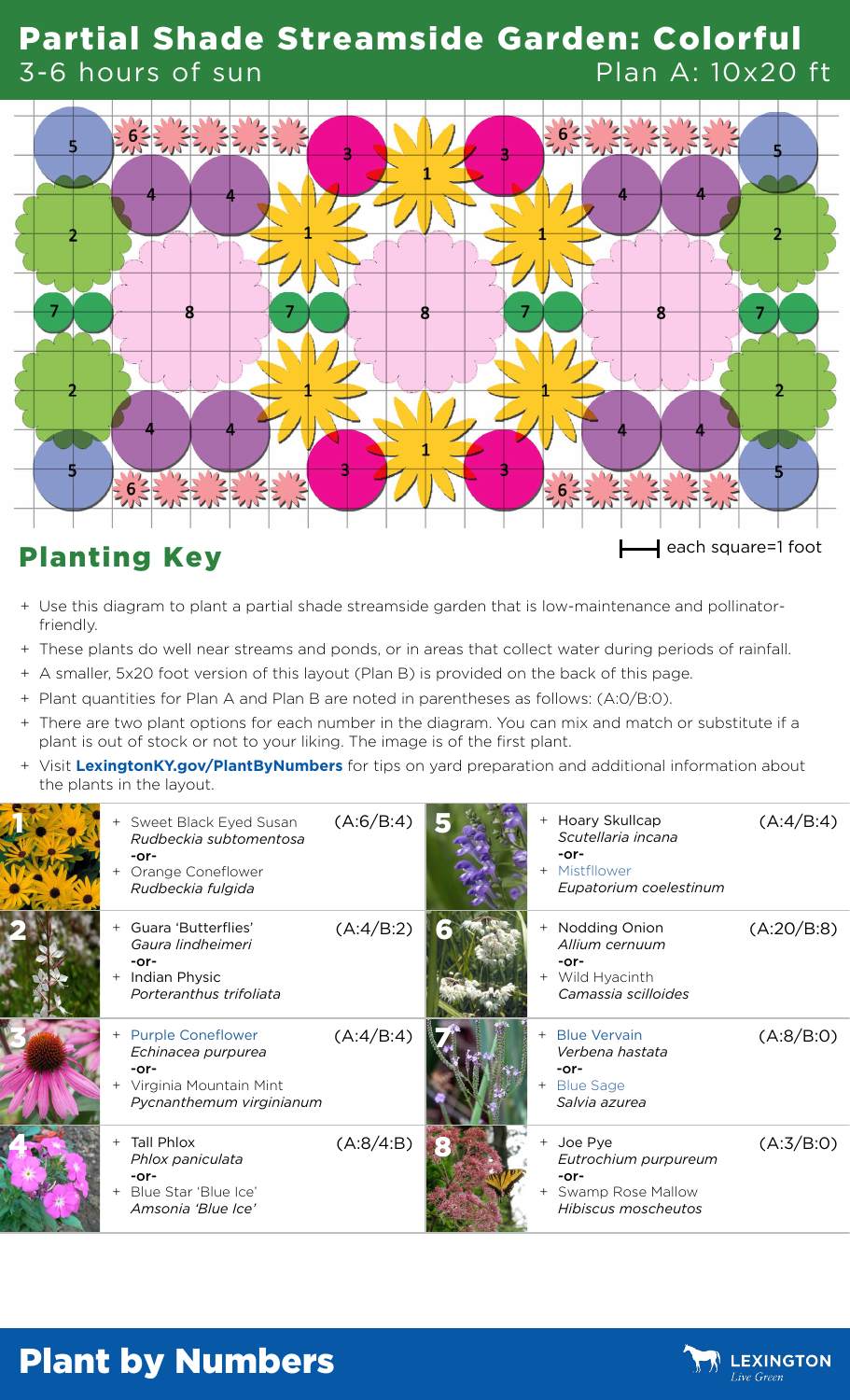# Partial Shade Streamside Garden: Colorful

3-6 hours of sun

Plan A: 10x20 ft

## Planting Key

each square=1 foot

- Use this diagram to plant a partial shade streamside garden that is low-maintenance and pollinator-friendly.
- These plants do well near streams and ponds, or in areas that collect water during periods of rainfall.
- A smaller, 5x20 foot version of this layout (Plan B) is provided on the back of this page.
- Plant quantities for Plan A and Plan B are noted in parentheses as follows: (A:0/B:0).
- There are two plant options for each number in the diagram. You can mix and match or substitute if a plant is out of stock or not to your liking. The image is of the first plant.
- Visit **LexingtonKY.gov/PlantByNumbers** for tips on yard preparation and additional information about the plants in the layout.

| # | Plants | Quantity |
|---|---|---|
| 1 | Sweet Black Eyed Susan *Rudbeckia subtomentosa* -or- Orange Coneflower *Rudbeckia fulgida* | (A:6/B:4) |
| 2 | Guara 'Butterflies' *Gaura lindheimeri* -or- Indian Physic *Porteranthus trifoliata* | (A:4/B:2) |
| 3 | Purple Coneflower *Echinacea purpurea* -or- Virginia Mountain Mint *Pycnanthemum virginianum* | (A:4/B:4) |
| 4 | Tall Phlox *Phlox paniculata* -or- Blue Star 'Blue Ice' *Amsonia 'Blue Ice'* | (A:8/4:B) |
| 5 | Hoary Skullcap *Scutellaria incana* -or- Mistfllower *Eupatorium coelestinum* | (A:4/B:4) |
| 6 | Nodding Onion *Allium cernuum* -or- Wild Hyacinth *Camassia scilloides* | (A:20/B:8) |
| 7 | Blue Vervain *Verbena hastata* -or- Blue Sage *Salvia azurea* | (A:8/B:0) |
| 8 | Joe Pye *Eutrochium purpureum* -or- Swamp Rose Mallow *Hibiscus moscheutos* | (A:3/B:0) |

# Plant by Numbers

LEXINGTON Live Green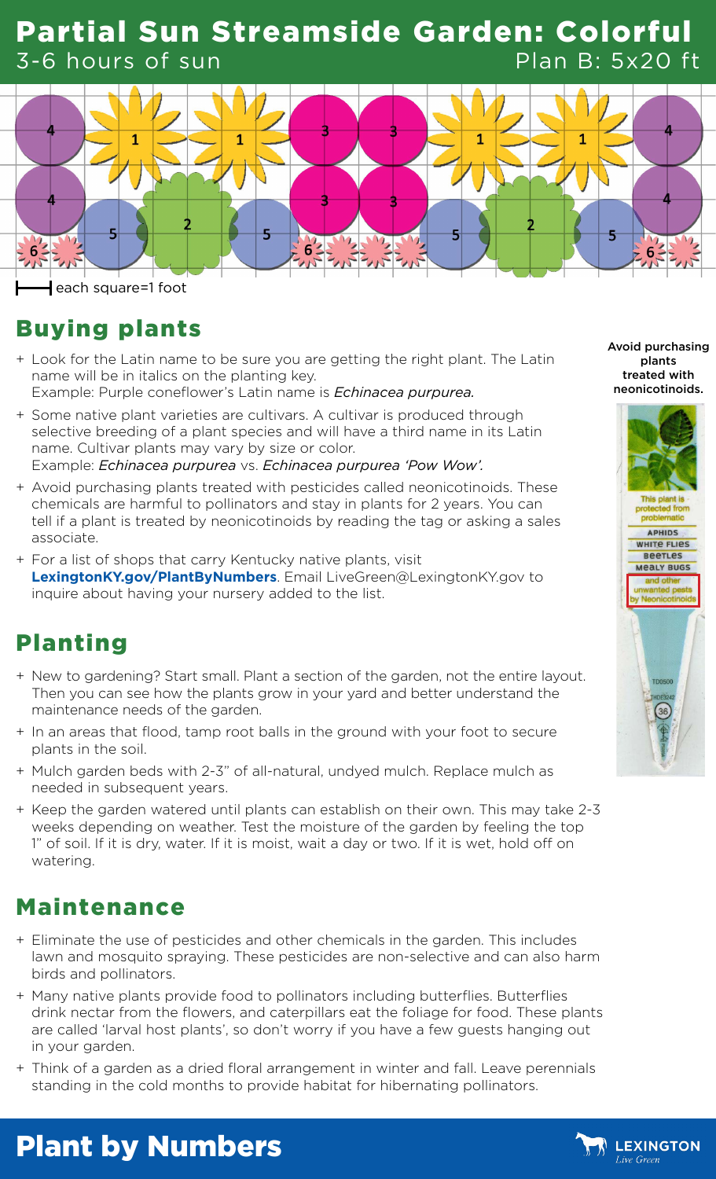# Partial Sun Streamside Garden: Colorful

3-6 hours of sun

Plan B: 5x20 ft

4 1 1 3 3 1 1 4

4 2 3 3 2 4

6 5 5 6 5 5 6

each square=1 foot

## Buying plants

+ Look for the Latin name to be sure you are getting the right plant. The Latin name will be in italics on the planting key.
  Example: Purple coneflower's Latin name is *Echinacea purpurea.*
+ Some native plant varieties are cultivars. A cultivar is produced through selective breeding of a plant species and will have a third name in its Latin name. Cultivar plants may vary by size or color.
  Example: *Echinacea purpurea* vs. *Echinacea purpurea 'Pow Wow'.*
+ Avoid purchasing plants treated with pesticides called neonicotinoids. These chemicals are harmful to pollinators and stay in plants for 2 years. You can tell if a plant is treated by neonicotinoids by reading the tag or asking a sales associate.
+ For a list of shops that carry Kentucky native plants, visit **LexingtonKY.gov/PlantByNumbers**. Email LiveGreen@LexingtonKY.gov to inquire about having your nursery added to the list.

**Avoid purchasing plants treated with neonicotinoids.**

This plant is protected from problematic APHIDS WHITE FLIES BEETLES MEALY BUGS and other unwanted pests by Neonicotinoids

## Planting

+ New to gardening? Start small. Plant a section of the garden, not the entire layout. Then you can see how the plants grow in your yard and better understand the maintenance needs of the garden.
+ In an areas that flood, tamp root balls in the ground with your foot to secure plants in the soil.
+ Mulch garden beds with 2-3" of all-natural, undyed mulch. Replace mulch as needed in subsequent years.
+ Keep the garden watered until plants can establish on their own. This may take 2-3 weeks depending on weather. Test the moisture of the garden by feeling the top 1" of soil. If it is dry, water. If it is moist, wait a day or two. If it is wet, hold off on watering.

## Maintenance

+ Eliminate the use of pesticides and other chemicals in the garden. This includes lawn and mosquito spraying. These pesticides are non-selective and can also harm birds and pollinators.
+ Many native plants provide food to pollinators including butterflies. Butterflies drink nectar from the flowers, and caterpillars eat the foliage for food. These plants are called 'larval host plants', so don't worry if you have a few guests hanging out in your garden.
+ Think of a garden as a dried floral arrangement in winter and fall. Leave perennials standing in the cold months to provide habitat for hibernating pollinators.

# Plant by Numbers

LEXINGTON Live Green